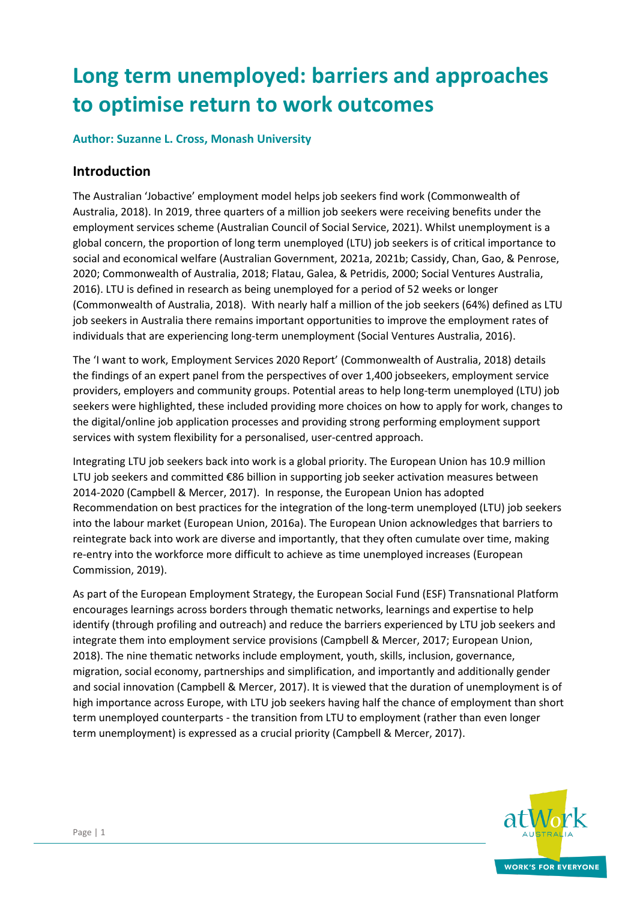# Long term unemployed: barriers and approaches to optimise return to work outcomes

**Author: Suzanne L. Cross, Monash University**

## Introduction

The Australian 'Jobactive' employment model helps job seekers find work (Commonwealth of Australia, 2018). In 2019, three quarters of a million job seekers were receiving benefits under the employment services scheme (Australian Council of Social Service, 2021). Whilst unemployment is a global concern, the proportion of long term unemployed (LTU) job seekers is of critical importance to social and economical welfare (Australian Government, 2021a, 2021b; Cassidy, Chan, Gao, & Penrose, 2020; Commonwealth of Australia, 2018; Flatau, Galea, & Petridis, 2000; Social Ventures Australia, 2016). LTU is defined in research as being unemployed for a period of 52 weeks or longer (Commonwealth of Australia, 2018). With nearly half a million of the job seekers (64%) defined as LTU job seekers in Australia there remains important opportunities to improve the employment rates of individuals that are experiencing long-term unemployment (Social Ventures Australia, 2016).

The 'I want to work, Employment Services 2020 Report' (Commonwealth of Australia, 2018) details the findings of an expert panel from the perspectives of over 1,400 jobseekers, employment service providers, employers and community groups. Potential areas to help long-term unemployed (LTU) job seekers were highlighted, these included providing more choices on how to apply for work, changes to the digital/online job application processes and providing strong performing employment support services with system flexibility for a personalised, user-centred approach.

Integrating LTU job seekers back into work is a global priority. The European Union has 10.9 million LTU job seekers and committed €86 billion in supporting job seeker activation measures between 2014-2020 (Campbell & Mercer, 2017). In response, the European Union has adopted Recommendation on best practices for the integration of the long-term unemployed (LTU) job seekers into the labour market (European Union, 2016a). The European Union acknowledges that barriers to reintegrate back into work are diverse and importantly, that they often cumulate over time, making re-entry into the workforce more difficult to achieve as time unemployed increases (European Commission, 2019).

As part of the European Employment Strategy, the European Social Fund (ESF) Transnational Platform encourages learnings across borders through thematic networks, learnings and expertise to help identify (through profiling and outreach) and reduce the barriers experienced by LTU job seekers and integrate them into employment service provisions (Campbell & Mercer, 2017; European Union, 2018). The nine thematic networks include employment, youth, skills, inclusion, governance, migration, social economy, partnerships and simplification, and importantly and additionally gender and social innovation (Campbell & Mercer, 2017). It is viewed that the duration of unemployment is of high importance across Europe, with LTU job seekers having half the chance of employment than short term unemployed counterparts - the transition from LTU to employment (rather than even longer term unemployment) is expressed as a crucial priority (Campbell & Mercer, 2017).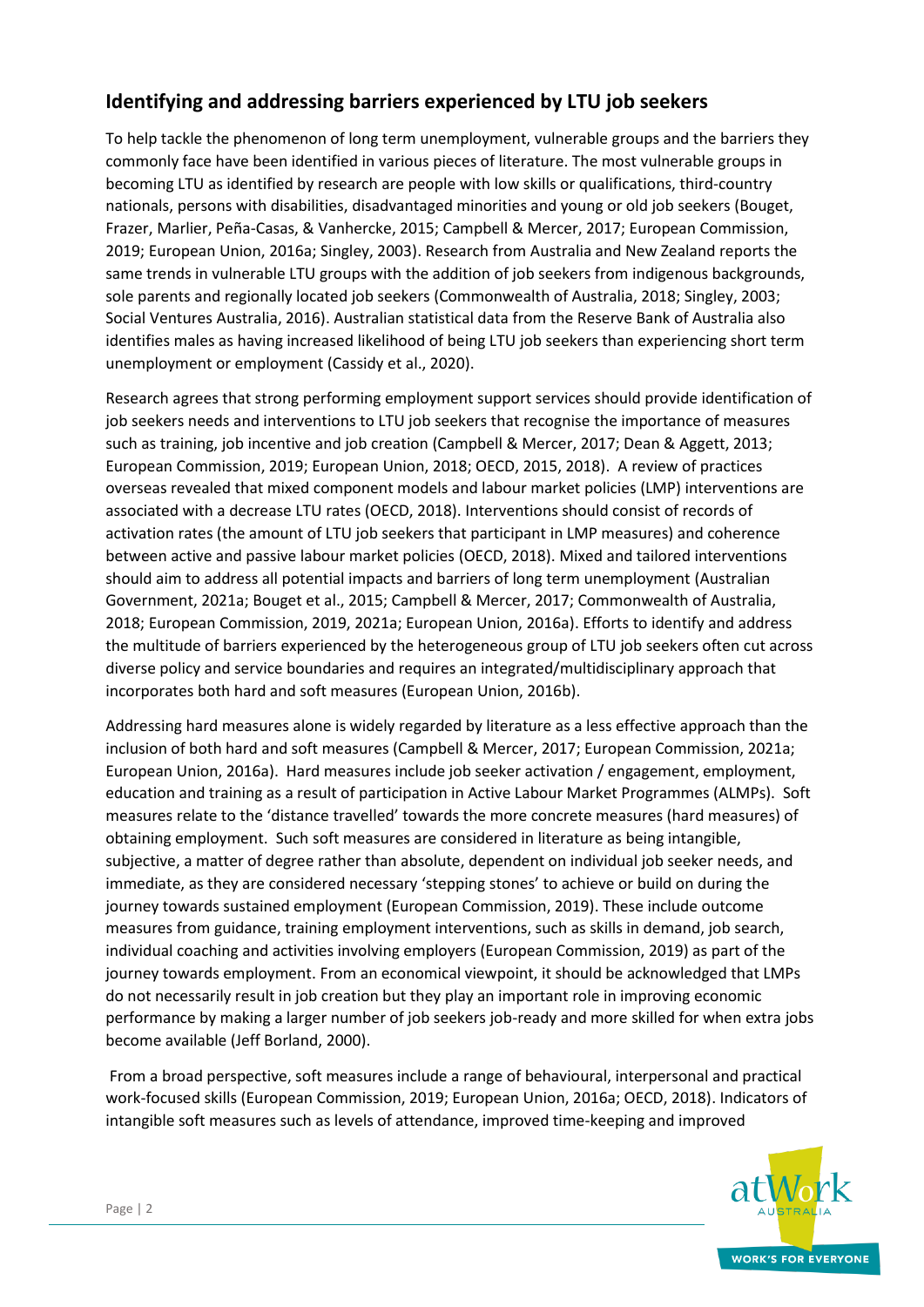## Identifying and addressing barriers experienced by LTU job seekers

To help tackle the phenomenon of long term unemployment, vulnerable groups and the barriers they commonly face have been identified in various pieces of literature. The most vulnerable groups in becoming LTU as identified by research are people with low skills or qualifications, third-country nationals, persons with disabilities, disadvantaged minorities and young or old job seekers (Bouget, Frazer, Marlier, Peña-Casas, & Vanhercke, 2015; Campbell & Mercer, 2017; European Commission, 2019; European Union, 2016a; Singley, 2003). Research from Australia and New Zealand reports the same trends in vulnerable LTU groups with the addition of job seekers from indigenous backgrounds, sole parents and regionally located job seekers (Commonwealth of Australia, 2018; Singley, 2003; Social Ventures Australia, 2016). Australian statistical data from the Reserve Bank of Australia also identifies males as having increased likelihood of being LTU job seekers than experiencing short term unemployment or employment (Cassidy et al., 2020).

Research agrees that strong performing employment support services should provide identification of job seekers needs and interventions to LTU job seekers that recognise the importance of measures such as training, job incentive and job creation (Campbell & Mercer, 2017; Dean & Aggett, 2013; European Commission, 2019; European Union, 2018; OECD, 2015, 2018). A review of practices overseas revealed that mixed component models and labour market policies (LMP) interventions are associated with a decrease LTU rates (OECD, 2018). Interventions should consist of records of activation rates (the amount of LTU job seekers that participant in LMP measures) and coherence between active and passive labour market policies (OECD, 2018). Mixed and tailored interventions should aim to address all potential impacts and barriers of long term unemployment (Australian Government, 2021a; Bouget et al., 2015; Campbell & Mercer, 2017; Commonwealth of Australia, 2018; European Commission, 2019, 2021a; European Union, 2016a). Efforts to identify and address the multitude of barriers experienced by the heterogeneous group of LTU job seekers often cut across diverse policy and service boundaries and requires an integrated/multidisciplinary approach that incorporates both hard and soft measures (European Union, 2016b).

Addressing hard measures alone is widely regarded by literature as a less effective approach than the inclusion of both hard and soft measures (Campbell & Mercer, 2017; European Commission, 2021a; European Union, 2016a). Hard measures include job seeker activation / engagement, employment, education and training as a result of participation in Active Labour Market Programmes (ALMPs). Soft measures relate to the 'distance travelled' towards the more concrete measures (hard measures) of obtaining employment. Such soft measures are considered in literature as being intangible, subjective, a matter of degree rather than absolute, dependent on individual job seeker needs, and immediate, as they are considered necessary 'stepping stones' to achieve or build on during the journey towards sustained employment (European Commission, 2019). These include outcome measures from guidance, training employment interventions, such as skills in demand, job search, individual coaching and activities involving employers (European Commission, 2019) as part of the journey towards employment. From an economical viewpoint, it should be acknowledged that LMPs do not necessarily result in job creation but they play an important role in improving economic performance by making a larger number of job seekers job-ready and more skilled for when extra jobs become available (Jeff Borland, 2000).

From a broad perspective, soft measures include a range of behavioural, interpersonal and practical work-focused skills (European Commission, 2019; European Union, 2016a; OECD, 2018). Indicators of intangible soft measures such as levels of attendance, improved time-keeping and improved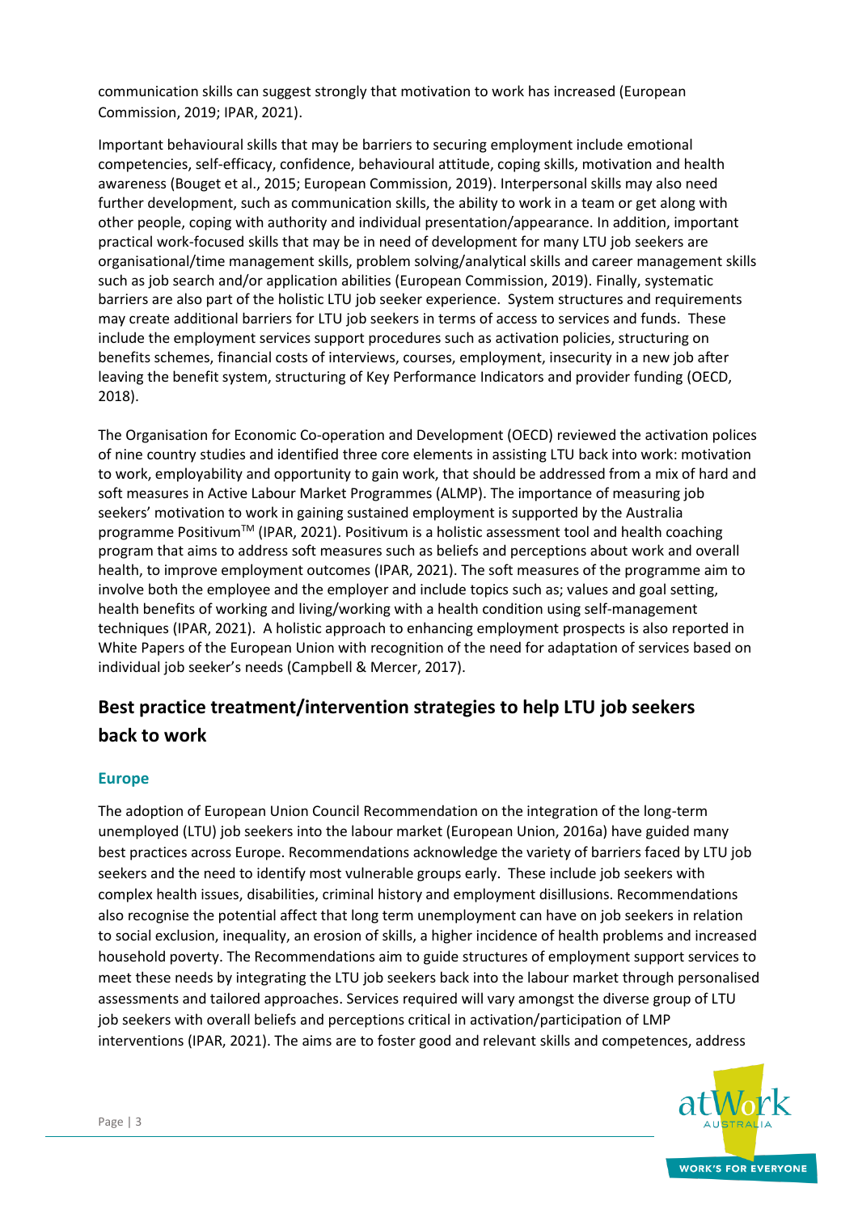communication skills can suggest strongly that motivation to work has increased (European Commission, 2019; IPAR, 2021).

Important behavioural skills that may be barriers to securing employment include emotional competencies, self-efficacy, confidence, behavioural attitude, coping skills, motivation and health awareness (Bouget et al., 2015; European Commission, 2019). Interpersonal skills may also need further development, such as communication skills, the ability to work in a team or get along with other people, coping with authority and individual presentation/appearance. In addition, important practical work-focused skills that may be in need of development for many LTU job seekers are organisational/time management skills, problem solving/analytical skills and career management skills such as job search and/or application abilities (European Commission, 2019). Finally, systematic barriers are also part of the holistic LTU job seeker experience. System structures and requirements may create additional barriers for LTU job seekers in terms of access to services and funds. These include the employment services support procedures such as activation policies, structuring on benefits schemes, financial costs of interviews, courses, employment, insecurity in a new job after leaving the benefit system, structuring of Key Performance Indicators and provider funding (OECD, 2018).

The Organisation for Economic Co-operation and Development (OECD) reviewed the activation polices of nine country studies and identified three core elements in assisting LTU back into work: motivation to work, employability and opportunity to gain work, that should be addressed from a mix of hard and soft measures in Active Labour Market Programmes (ALMP). The importance of measuring job seekers' motivation to work in gaining sustained employment is supported by the Australia programme Positivum™ (IPAR, 2021). Positivum is a holistic assessment tool and health coaching program that aims to address soft measures such as beliefs and perceptions about work and overall health, to improve employment outcomes (IPAR, 2021). The soft measures of the programme aim to involve both the employee and the employer and include topics such as; values and goal setting, health benefits of working and living/working with a health condition using self-management techniques (IPAR, 2021). A holistic approach to enhancing employment prospects is also reported in White Papers of the European Union with recognition of the need for adaptation of services based on individual job seeker's needs (Campbell & Mercer, 2017).

## Best practice treatment/intervention strategies to help LTU job seekers back to work

### Europe

The adoption of European Union Council Recommendation on the integration of the long-term unemployed (LTU) job seekers into the labour market (European Union, 2016a) have guided many best practices across Europe. Recommendations acknowledge the variety of barriers faced by LTU job seekers and the need to identify most vulnerable groups early. These include job seekers with complex health issues, disabilities, criminal history and employment disillusions. Recommendations also recognise the potential affect that long term unemployment can have on job seekers in relation to social exclusion, inequality, an erosion of skills, a higher incidence of health problems and increased household poverty. The Recommendations aim to guide structures of employment support services to meet these needs by integrating the LTU job seekers back into the labour market through personalised assessments and tailored approaches. Services required will vary amongst the diverse group of LTU job seekers with overall beliefs and perceptions critical in activation/participation of LMP interventions (IPAR, 2021). The aims are to foster good and relevant skills and competences, address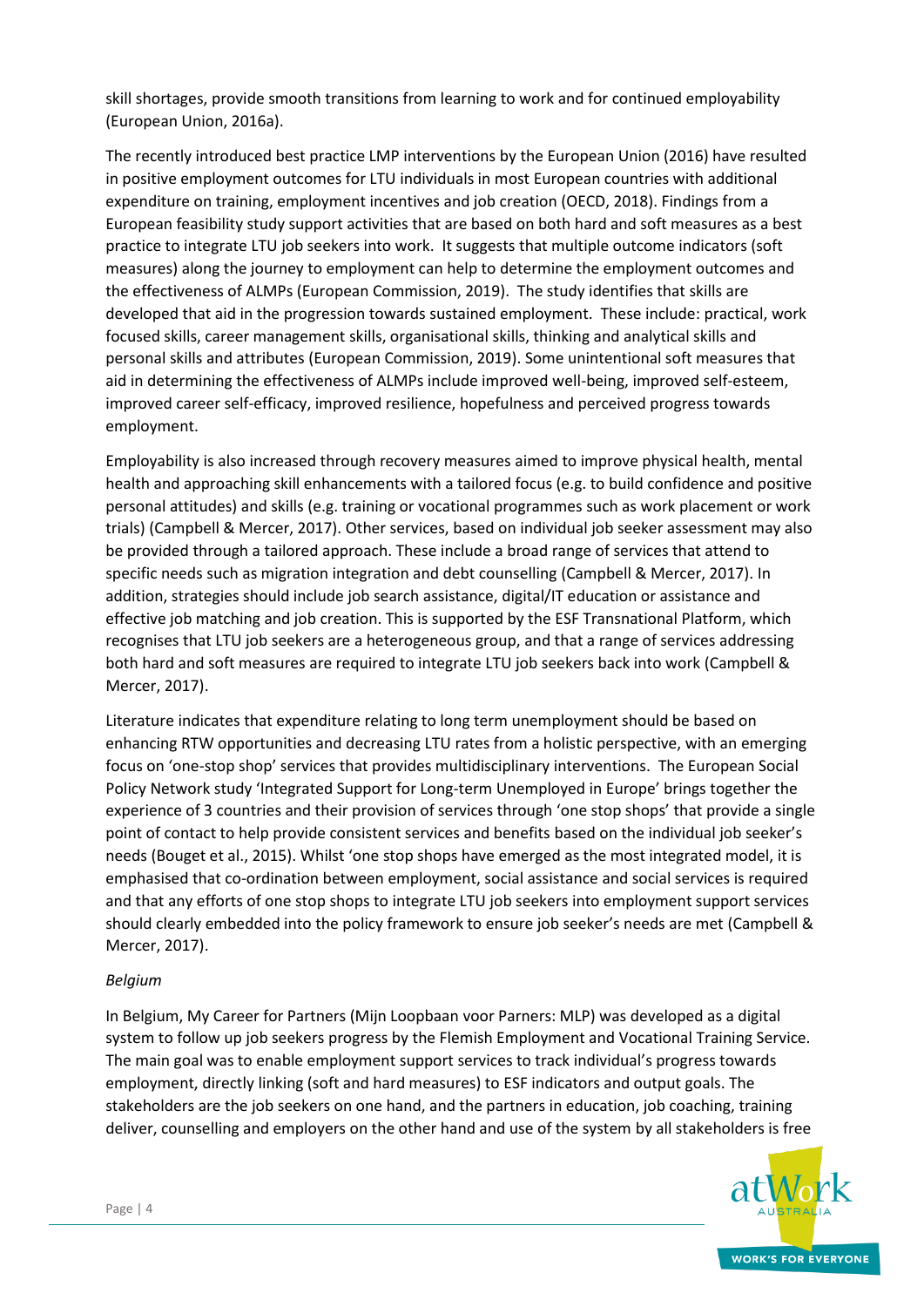skill shortages, provide smooth transitions from learning to work and for continued employability (European Union, 2016a).

The recently introduced best practice LMP interventions by the European Union (2016) have resulted in positive employment outcomes for LTU individuals in most European countries with additional expenditure on training, employment incentives and job creation (OECD, 2018). Findings from a European feasibility study support activities that are based on both hard and soft measures as a best practice to integrate LTU job seekers into work. It suggests that multiple outcome indicators (soft measures) along the journey to employment can help to determine the employment outcomes and the effectiveness of ALMPs (European Commission, 2019). The study identifies that skills are developed that aid in the progression towards sustained employment. These include: practical, work focused skills, career management skills, organisational skills, thinking and analytical skills and personal skills and attributes (European Commission, 2019). Some unintentional soft measures that aid in determining the effectiveness of ALMPs include improved well-being, improved self-esteem, improved career self-efficacy, improved resilience, hopefulness and perceived progress towards employment.

Employability is also increased through recovery measures aimed to improve physical health, mental health and approaching skill enhancements with a tailored focus (e.g. to build confidence and positive personal attitudes) and skills (e.g. training or vocational programmes such as work placement or work trials) (Campbell & Mercer, 2017). Other services, based on individual job seeker assessment may also be provided through a tailored approach. These include a broad range of services that attend to specific needs such as migration integration and debt counselling (Campbell & Mercer, 2017). In addition, strategies should include job search assistance, digital/IT education or assistance and effective job matching and job creation. This is supported by the ESF Transnational Platform, which recognises that LTU job seekers are a heterogeneous group, and that a range of services addressing both hard and soft measures are required to integrate LTU job seekers back into work (Campbell & Mercer, 2017).

Literature indicates that expenditure relating to long term unemployment should be based on enhancing RTW opportunities and decreasing LTU rates from a holistic perspective, with an emerging focus on 'one-stop shop' services that provides multidisciplinary interventions. The European Social Policy Network study 'Integrated Support for Long-term Unemployed in Europe' brings together the experience of 3 countries and their provision of services through 'one stop shops' that provide a single point of contact to help provide consistent services and benefits based on the individual job seeker's needs (Bouget et al., 2015). Whilst 'one stop shops have emerged as the most integrated model, it is emphasised that co-ordination between employment, social assistance and social services is required and that any efforts of one stop shops to integrate LTU job seekers into employment support services should clearly embedded into the policy framework to ensure job seeker's needs are met (Campbell & Mercer, 2017).

*Belgium*

In Belgium, My Career for Partners (Mijn Loopbaan voor Parners: MLP) was developed as a digital system to follow up job seekers progress by the Flemish Employment and Vocational Training Service. The main goal was to enable employment support services to track individual's progress towards employment, directly linking (soft and hard measures) to ESF indicators and output goals. The stakeholders are the job seekers on one hand, and the partners in education, job coaching, training deliver, counselling and employers on the other hand and use of the system by all stakeholders is free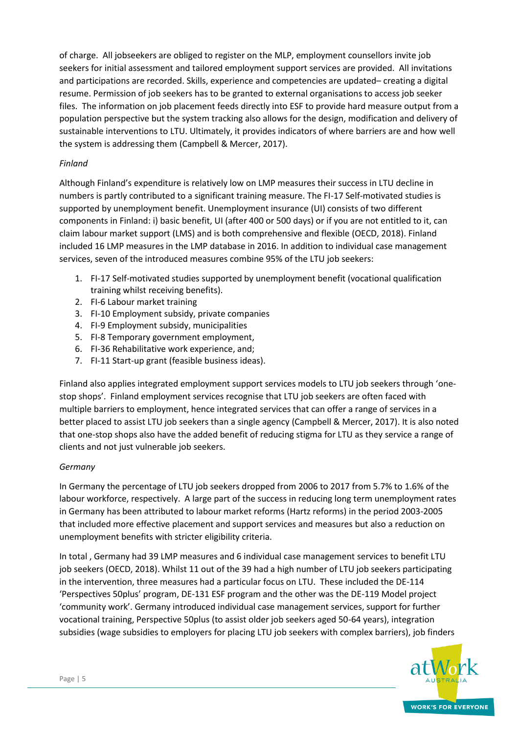of charge. All jobseekers are obliged to register on the MLP, employment counsellors invite job seekers for initial assessment and tailored employment support services are provided. All invitations and participations are recorded. Skills, experience and competencies are updated– creating a digital resume. Permission of job seekers has to be granted to external organisations to access job seeker files. The information on job placement feeds directly into ESF to provide hard measure output from a population perspective but the system tracking also allows for the design, modification and delivery of sustainable interventions to LTU. Ultimately, it provides indicators of where barriers are and how well the system is addressing them (Campbell & Mercer, 2017).

*Finland*

Although Finland's expenditure is relatively low on LMP measures their success in LTU decline in numbers is partly contributed to a significant training measure. The FI-17 Self-motivated studies is supported by unemployment benefit. Unemployment insurance (UI) consists of two different components in Finland: i) basic benefit, UI (after 400 or 500 days) or if you are not entitled to it, can claim labour market support (LMS) and is both comprehensive and flexible (OECD, 2018). Finland included 16 LMP measures in the LMP database in 2016. In addition to individual case management services, seven of the introduced measures combine 95% of the LTU job seekers:

1. FI-17 Self-motivated studies supported by unemployment benefit (vocational qualification training whilst receiving benefits).
2. FI-6 Labour market training
3. FI-10 Employment subsidy, private companies
4. FI-9 Employment subsidy, municipalities
5. FI-8 Temporary government employment,
6. FI-36 Rehabilitative work experience, and;
7. FI-11 Start-up grant (feasible business ideas).

Finland also applies integrated employment support services models to LTU job seekers through 'one-stop shops'. Finland employment services recognise that LTU job seekers are often faced with multiple barriers to employment, hence integrated services that can offer a range of services in a better placed to assist LTU job seekers than a single agency (Campbell & Mercer, 2017). It is also noted that one-stop shops also have the added benefit of reducing stigma for LTU as they service a range of clients and not just vulnerable job seekers.

*Germany*

In Germany the percentage of LTU job seekers dropped from 2006 to 2017 from 5.7% to 1.6% of the labour workforce, respectively. A large part of the success in reducing long term unemployment rates in Germany has been attributed to labour market reforms (Hartz reforms) in the period 2003-2005 that included more effective placement and support services and measures but also a reduction on unemployment benefits with stricter eligibility criteria.

In total , Germany had 39 LMP measures and 6 individual case management services to benefit LTU job seekers (OECD, 2018). Whilst 11 out of the 39 had a high number of LTU job seekers participating in the intervention, three measures had a particular focus on LTU. These included the DE-114 'Perspectives 50plus' program, DE-131 ESF program and the other was the DE-119 Model project 'community work'. Germany introduced individual case management services, support for further vocational training, Perspective 50plus (to assist older job seekers aged 50-64 years), integration subsidies (wage subsidies to employers for placing LTU job seekers with complex barriers), job finders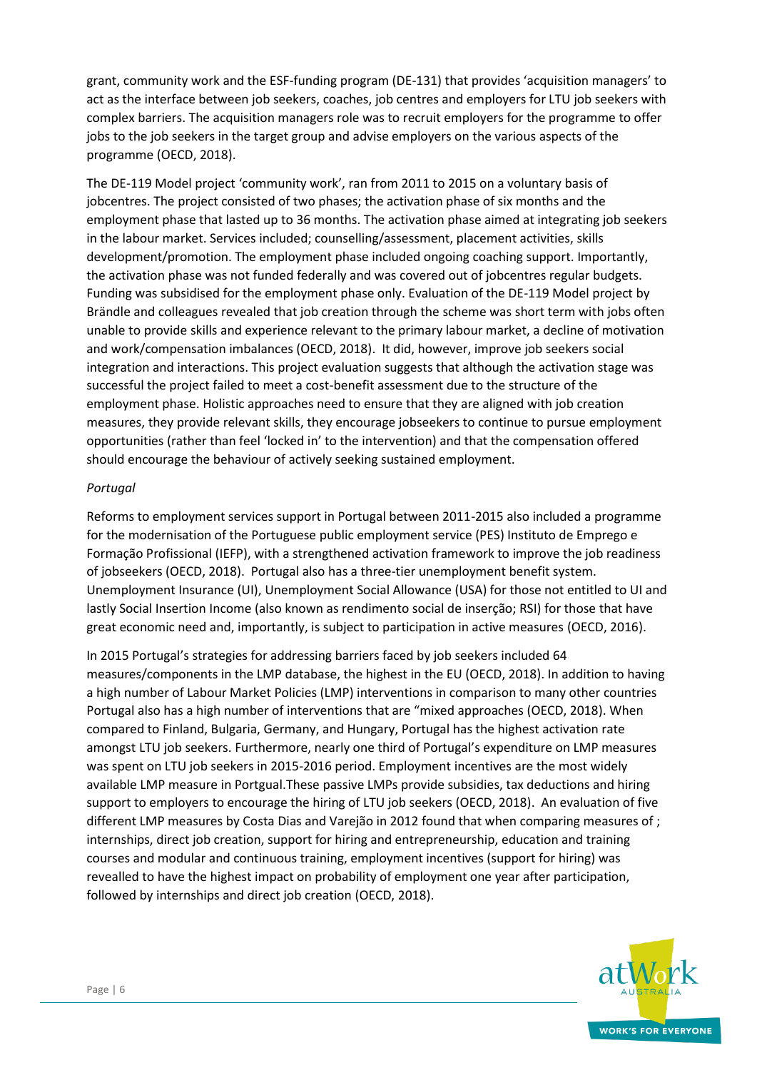grant, community work and the ESF-funding program (DE-131) that provides 'acquisition managers' to act as the interface between job seekers, coaches, job centres and employers for LTU job seekers with complex barriers. The acquisition managers role was to recruit employers for the programme to offer jobs to the job seekers in the target group and advise employers on the various aspects of the programme (OECD, 2018).

The DE-119 Model project 'community work', ran from 2011 to 2015 on a voluntary basis of jobcentres. The project consisted of two phases; the activation phase of six months and the employment phase that lasted up to 36 months. The activation phase aimed at integrating job seekers in the labour market. Services included; counselling/assessment, placement activities, skills development/promotion. The employment phase included ongoing coaching support. Importantly, the activation phase was not funded federally and was covered out of jobcentres regular budgets. Funding was subsidised for the employment phase only. Evaluation of the DE-119 Model project by Brändle and colleagues revealed that job creation through the scheme was short term with jobs often unable to provide skills and experience relevant to the primary labour market, a decline of motivation and work/compensation imbalances (OECD, 2018). It did, however, improve job seekers social integration and interactions. This project evaluation suggests that although the activation stage was successful the project failed to meet a cost-benefit assessment due to the structure of the employment phase. Holistic approaches need to ensure that they are aligned with job creation measures, they provide relevant skills, they encourage jobseekers to continue to pursue employment opportunities (rather than feel 'locked in' to the intervention) and that the compensation offered should encourage the behaviour of actively seeking sustained employment.

*Portugal*

Reforms to employment services support in Portugal between 2011-2015 also included a programme for the modernisation of the Portuguese public employment service (PES) Instituto de Emprego e Formação Profissional (IEFP), with a strengthened activation framework to improve the job readiness of jobseekers (OECD, 2018). Portugal also has a three-tier unemployment benefit system. Unemployment Insurance (UI), Unemployment Social Allowance (USA) for those not entitled to UI and lastly Social Insertion Income (also known as rendimento social de inserção; RSI) for those that have great economic need and, importantly, is subject to participation in active measures (OECD, 2016).

In 2015 Portugal's strategies for addressing barriers faced by job seekers included 64 measures/components in the LMP database, the highest in the EU (OECD, 2018). In addition to having a high number of Labour Market Policies (LMP) interventions in comparison to many other countries Portugal also has a high number of interventions that are "mixed approaches (OECD, 2018). When compared to Finland, Bulgaria, Germany, and Hungary, Portugal has the highest activation rate amongst LTU job seekers. Furthermore, nearly one third of Portugal's expenditure on LMP measures was spent on LTU job seekers in 2015-2016 period. Employment incentives are the most widely available LMP measure in Portgual.These passive LMPs provide subsidies, tax deductions and hiring support to employers to encourage the hiring of LTU job seekers (OECD, 2018). An evaluation of five different LMP measures by Costa Dias and Varejão in 2012 found that when comparing measures of ; internships, direct job creation, support for hiring and entrepreneurship, education and training courses and modular and continuous training, employment incentives (support for hiring) was revealled to have the highest impact on probability of employment one year after participation, followed by internships and direct job creation (OECD, 2018).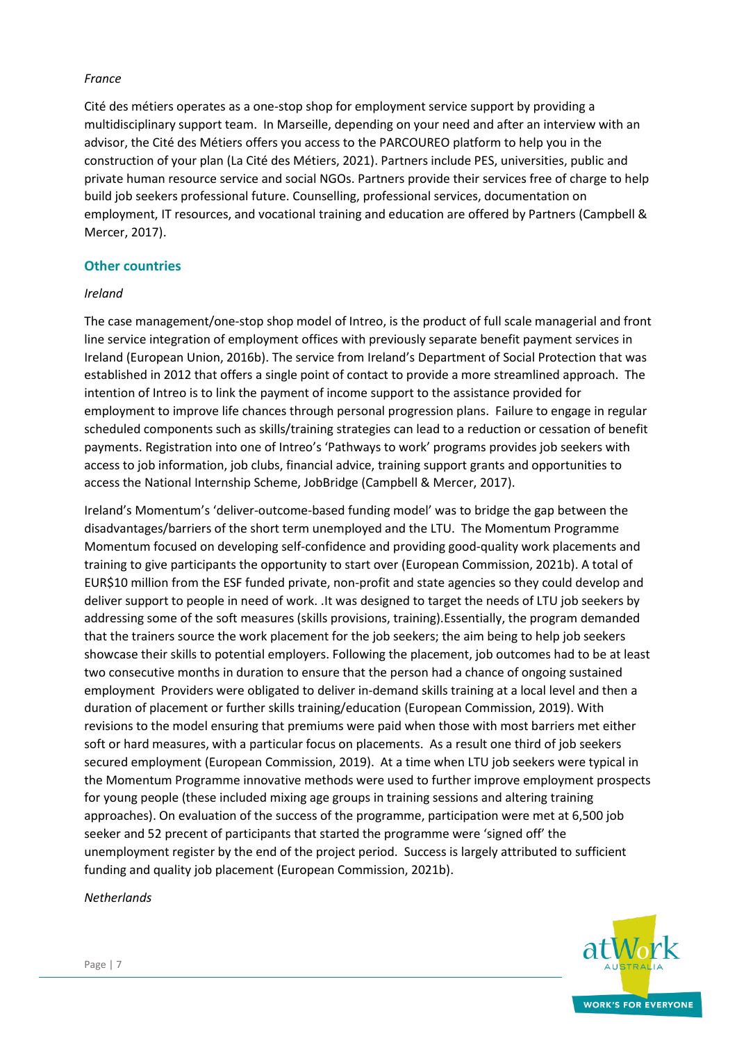*France*

Cité des métiers operates as a one-stop shop for employment service support by providing a multidisciplinary support team. In Marseille, depending on your need and after an interview with an advisor, the Cité des Métiers offers you access to the PARCOUREO platform to help you in the construction of your plan (La Cité des Métiers, 2021). Partners include PES, universities, public and private human resource service and social NGOs. Partners provide their services free of charge to help build job seekers professional future. Counselling, professional services, documentation on employment, IT resources, and vocational training and education are offered by Partners (Campbell & Mercer, 2017).

## Other countries

*Ireland*

The case management/one-stop shop model of Intreo, is the product of full scale managerial and front line service integration of employment offices with previously separate benefit payment services in Ireland (European Union, 2016b). The service from Ireland's Department of Social Protection that was established in 2012 that offers a single point of contact to provide a more streamlined approach. The intention of Intreo is to link the payment of income support to the assistance provided for employment to improve life chances through personal progression plans. Failure to engage in regular scheduled components such as skills/training strategies can lead to a reduction or cessation of benefit payments. Registration into one of Intreo's 'Pathways to work' programs provides job seekers with access to job information, job clubs, financial advice, training support grants and opportunities to access the National Internship Scheme, JobBridge (Campbell & Mercer, 2017).

Ireland's Momentum's 'deliver-outcome-based funding model' was to bridge the gap between the disadvantages/barriers of the short term unemployed and the LTU. The Momentum Programme Momentum focused on developing self-confidence and providing good-quality work placements and training to give participants the opportunity to start over (European Commission, 2021b). A total of EUR$10 million from the ESF funded private, non-profit and state agencies so they could develop and deliver support to people in need of work. .It was designed to target the needs of LTU job seekers by addressing some of the soft measures (skills provisions, training).Essentially, the program demanded that the trainers source the work placement for the job seekers; the aim being to help job seekers showcase their skills to potential employers. Following the placement, job outcomes had to be at least two consecutive months in duration to ensure that the person had a chance of ongoing sustained employment Providers were obligated to deliver in-demand skills training at a local level and then a duration of placement or further skills training/education (European Commission, 2019). With revisions to the model ensuring that premiums were paid when those with most barriers met either soft or hard measures, with a particular focus on placements. As a result one third of job seekers secured employment (European Commission, 2019). At a time when LTU job seekers were typical in the Momentum Programme innovative methods were used to further improve employment prospects for young people (these included mixing age groups in training sessions and altering training approaches). On evaluation of the success of the programme, participation were met at 6,500 job seeker and 52 precent of participants that started the programme were 'signed off' the unemployment register by the end of the project period. Success is largely attributed to sufficient funding and quality job placement (European Commission, 2021b).

*Netherlands*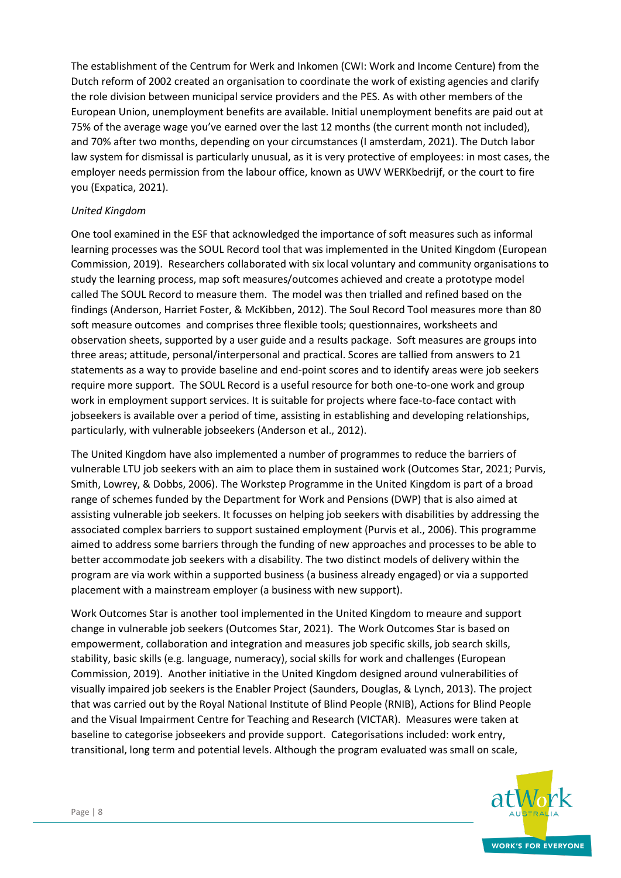The establishment of the Centrum for Werk and Inkomen (CWI: Work and Income Centure) from the Dutch reform of 2002 created an organisation to coordinate the work of existing agencies and clarify the role division between municipal service providers and the PES. As with other members of the European Union, unemployment benefits are available. Initial unemployment benefits are paid out at 75% of the average wage you've earned over the last 12 months (the current month not included), and 70% after two months, depending on your circumstances (I amsterdam, 2021). The Dutch labor law system for dismissal is particularly unusual, as it is very protective of employees: in most cases, the employer needs permission from the labour office, known as UWV WERKbedrijf, or the court to fire you (Expatica, 2021).

*United Kingdom*

One tool examined in the ESF that acknowledged the importance of soft measures such as informal learning processes was the SOUL Record tool that was implemented in the United Kingdom (European Commission, 2019). Researchers collaborated with six local voluntary and community organisations to study the learning process, map soft measures/outcomes achieved and create a prototype model called The SOUL Record to measure them. The model was then trialled and refined based on the findings (Anderson, Harriet Foster, & McKibben, 2012). The Soul Record Tool measures more than 80 soft measure outcomes and comprises three flexible tools; questionnaires, worksheets and observation sheets, supported by a user guide and a results package. Soft measures are groups into three areas; attitude, personal/interpersonal and practical. Scores are tallied from answers to 21 statements as a way to provide baseline and end-point scores and to identify areas were job seekers require more support. The SOUL Record is a useful resource for both one-to-one work and group work in employment support services. It is suitable for projects where face-to-face contact with jobseekers is available over a period of time, assisting in establishing and developing relationships, particularly, with vulnerable jobseekers (Anderson et al., 2012).

The United Kingdom have also implemented a number of programmes to reduce the barriers of vulnerable LTU job seekers with an aim to place them in sustained work (Outcomes Star, 2021; Purvis, Smith, Lowrey, & Dobbs, 2006). The Workstep Programme in the United Kingdom is part of a broad range of schemes funded by the Department for Work and Pensions (DWP) that is also aimed at assisting vulnerable job seekers. It focusses on helping job seekers with disabilities by addressing the associated complex barriers to support sustained employment (Purvis et al., 2006). This programme aimed to address some barriers through the funding of new approaches and processes to be able to better accommodate job seekers with a disability. The two distinct models of delivery within the program are via work within a supported business (a business already engaged) or via a supported placement with a mainstream employer (a business with new support).

Work Outcomes Star is another tool implemented in the United Kingdom to meaure and support change in vulnerable job seekers (Outcomes Star, 2021). The Work Outcomes Star is based on empowerment, collaboration and integration and measures job specific skills, job search skills, stability, basic skills (e.g. language, numeracy), social skills for work and challenges (European Commission, 2019). Another initiative in the United Kingdom designed around vulnerabilities of visually impaired job seekers is the Enabler Project (Saunders, Douglas, & Lynch, 2013). The project that was carried out by the Royal National Institute of Blind People (RNIB), Actions for Blind People and the Visual Impairment Centre for Teaching and Research (VICTAR). Measures were taken at baseline to categorise jobseekers and provide support. Categorisations included: work entry, transitional, long term and potential levels. Although the program evaluated was small on scale,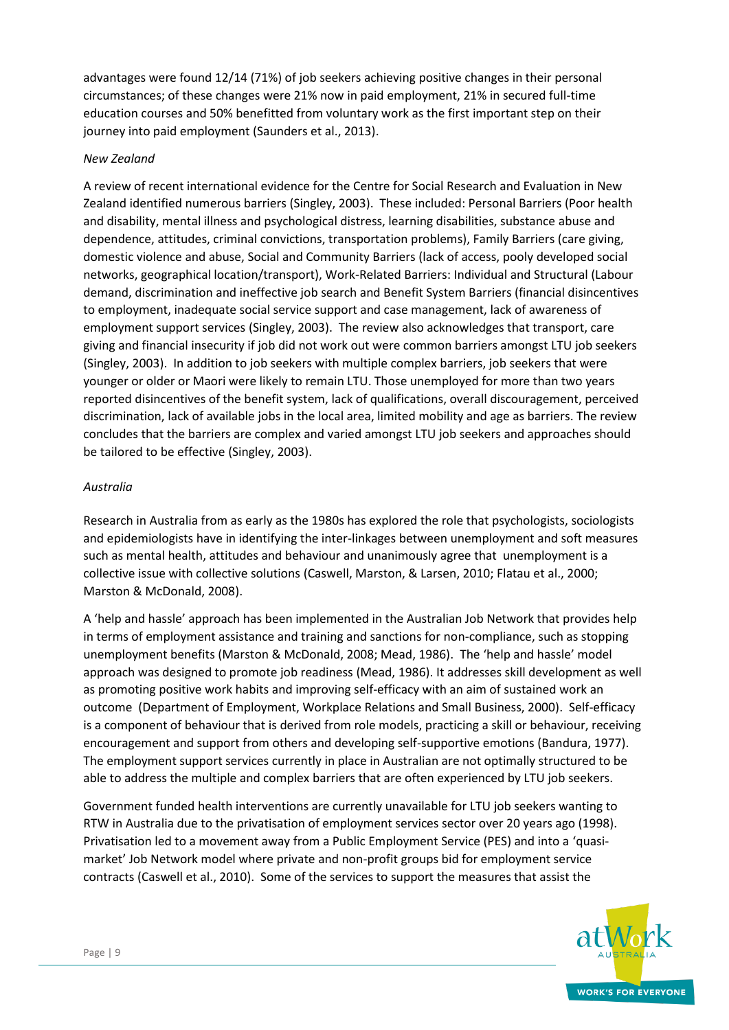advantages were found 12/14 (71%) of job seekers achieving positive changes in their personal circumstances; of these changes were 21% now in paid employment, 21% in secured full-time education courses and 50% benefitted from voluntary work as the first important step on their journey into paid employment (Saunders et al., 2013).

*New Zealand*

A review of recent international evidence for the Centre for Social Research and Evaluation in New Zealand identified numerous barriers (Singley, 2003). These included: Personal Barriers (Poor health and disability, mental illness and psychological distress, learning disabilities, substance abuse and dependence, attitudes, criminal convictions, transportation problems), Family Barriers (care giving, domestic violence and abuse, Social and Community Barriers (lack of access, pooly developed social networks, geographical location/transport), Work-Related Barriers: Individual and Structural (Labour demand, discrimination and ineffective job search and Benefit System Barriers (financial disincentives to employment, inadequate social service support and case management, lack of awareness of employment support services (Singley, 2003). The review also acknowledges that transport, care giving and financial insecurity if job did not work out were common barriers amongst LTU job seekers (Singley, 2003). In addition to job seekers with multiple complex barriers, job seekers that were younger or older or Maori were likely to remain LTU. Those unemployed for more than two years reported disincentives of the benefit system, lack of qualifications, overall discouragement, perceived discrimination, lack of available jobs in the local area, limited mobility and age as barriers. The review concludes that the barriers are complex and varied amongst LTU job seekers and approaches should be tailored to be effective (Singley, 2003).

*Australia*

Research in Australia from as early as the 1980s has explored the role that psychologists, sociologists and epidemiologists have in identifying the inter-linkages between unemployment and soft measures such as mental health, attitudes and behaviour and unanimously agree that unemployment is a collective issue with collective solutions (Caswell, Marston, & Larsen, 2010; Flatau et al., 2000; Marston & McDonald, 2008).

A 'help and hassle' approach has been implemented in the Australian Job Network that provides help in terms of employment assistance and training and sanctions for non-compliance, such as stopping unemployment benefits (Marston & McDonald, 2008; Mead, 1986). The 'help and hassle' model approach was designed to promote job readiness (Mead, 1986). It addresses skill development as well as promoting positive work habits and improving self-efficacy with an aim of sustained work an outcome (Department of Employment, Workplace Relations and Small Business, 2000). Self-efficacy is a component of behaviour that is derived from role models, practicing a skill or behaviour, receiving encouragement and support from others and developing self-supportive emotions (Bandura, 1977). The employment support services currently in place in Australian are not optimally structured to be able to address the multiple and complex barriers that are often experienced by LTU job seekers.

Government funded health interventions are currently unavailable for LTU job seekers wanting to RTW in Australia due to the privatisation of employment services sector over 20 years ago (1998). Privatisation led to a movement away from a Public Employment Service (PES) and into a 'quasi-market' Job Network model where private and non-profit groups bid for employment service contracts (Caswell et al., 2010). Some of the services to support the measures that assist the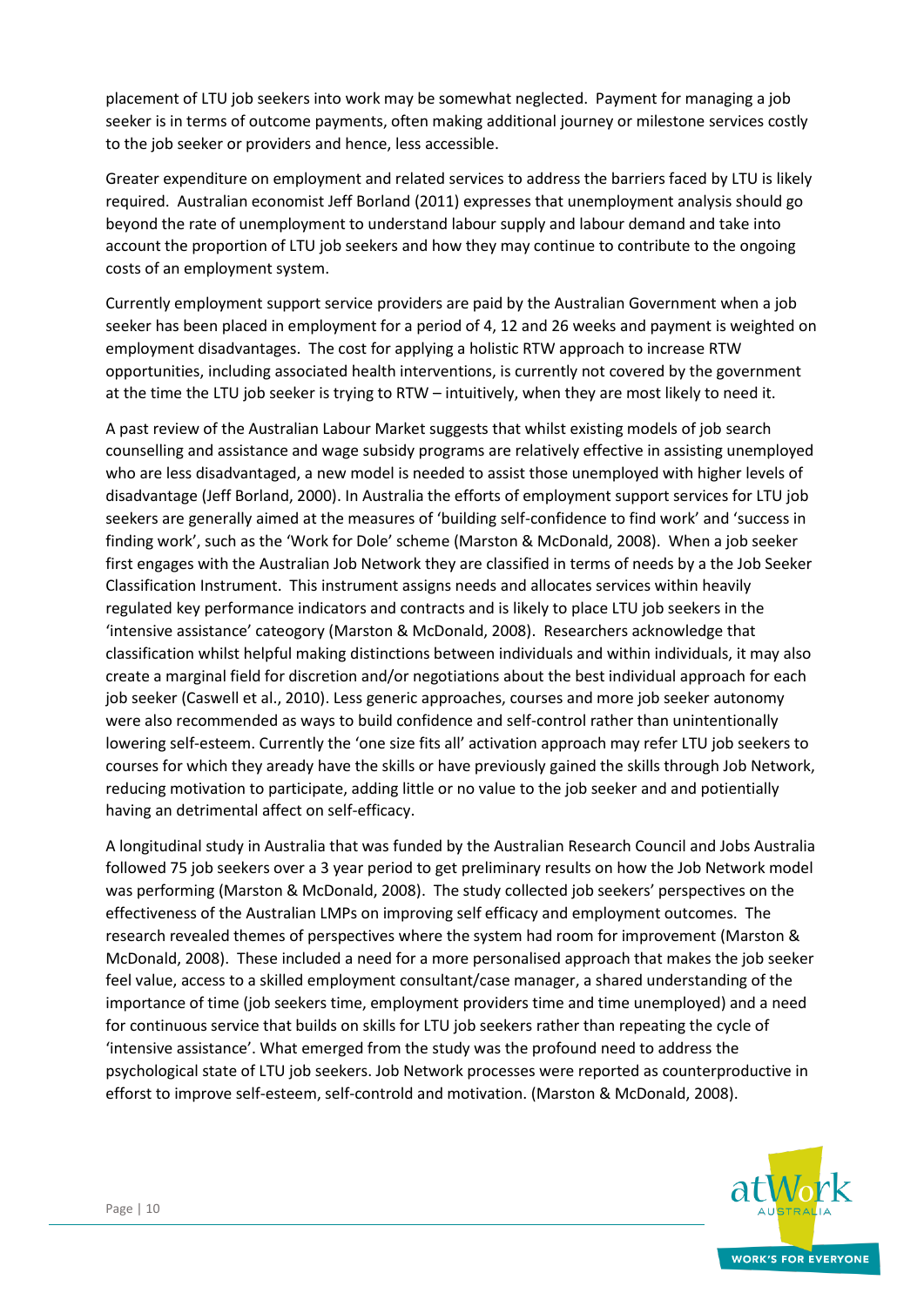placement of LTU job seekers into work may be somewhat neglected. Payment for managing a job seeker is in terms of outcome payments, often making additional journey or milestone services costly to the job seeker or providers and hence, less accessible.

Greater expenditure on employment and related services to address the barriers faced by LTU is likely required. Australian economist Jeff Borland (2011) expresses that unemployment analysis should go beyond the rate of unemployment to understand labour supply and labour demand and take into account the proportion of LTU job seekers and how they may continue to contribute to the ongoing costs of an employment system.

Currently employment support service providers are paid by the Australian Government when a job seeker has been placed in employment for a period of 4, 12 and 26 weeks and payment is weighted on employment disadvantages. The cost for applying a holistic RTW approach to increase RTW opportunities, including associated health interventions, is currently not covered by the government at the time the LTU job seeker is trying to RTW – intuitively, when they are most likely to need it.

A past review of the Australian Labour Market suggests that whilst existing models of job search counselling and assistance and wage subsidy programs are relatively effective in assisting unemployed who are less disadvantaged, a new model is needed to assist those unemployed with higher levels of disadvantage (Jeff Borland, 2000). In Australia the efforts of employment support services for LTU job seekers are generally aimed at the measures of 'building self-confidence to find work' and 'success in finding work', such as the 'Work for Dole' scheme (Marston & McDonald, 2008). When a job seeker first engages with the Australian Job Network they are classified in terms of needs by a the Job Seeker Classification Instrument. This instrument assigns needs and allocates services within heavily regulated key performance indicators and contracts and is likely to place LTU job seekers in the 'intensive assistance' cateogory (Marston & McDonald, 2008). Researchers acknowledge that classification whilst helpful making distinctions between individuals and within individuals, it may also create a marginal field for discretion and/or negotiations about the best individual approach for each job seeker (Caswell et al., 2010). Less generic approaches, courses and more job seeker autonomy were also recommended as ways to build confidence and self-control rather than unintentionally lowering self-esteem. Currently the 'one size fits all' activation approach may refer LTU job seekers to courses for which they aready have the skills or have previously gained the skills through Job Network, reducing motivation to participate, adding little or no value to the job seeker and and potientially having an detrimental affect on self-efficacy.

A longitudinal study in Australia that was funded by the Australian Research Council and Jobs Australia followed 75 job seekers over a 3 year period to get preliminary results on how the Job Network model was performing (Marston & McDonald, 2008). The study collected job seekers' perspectives on the effectiveness of the Australian LMPs on improving self efficacy and employment outcomes. The research revealed themes of perspectives where the system had room for improvement (Marston & McDonald, 2008). These included a need for a more personalised approach that makes the job seeker feel value, access to a skilled employment consultant/case manager, a shared understanding of the importance of time (job seekers time, employment providers time and time unemployed) and a need for continuous service that builds on skills for LTU job seekers rather than repeating the cycle of 'intensive assistance'. What emerged from the study was the profound need to address the psychological state of LTU job seekers. Job Network processes were reported as counterproductive in efforst to improve self-esteem, self-controld and motivation. (Marston & McDonald, 2008).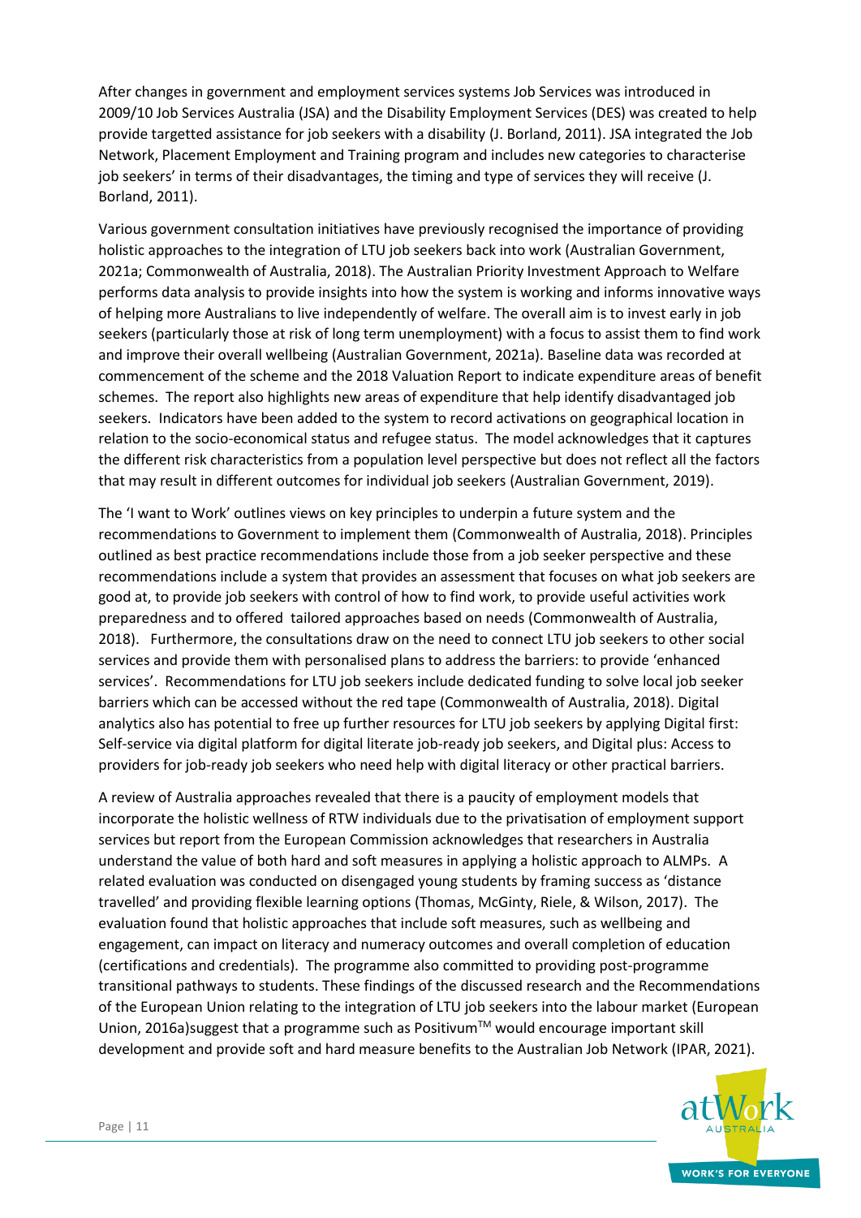After changes in government and employment services systems Job Services was introduced in 2009/10 Job Services Australia (JSA) and the Disability Employment Services (DES) was created to help provide targetted assistance for job seekers with a disability (J. Borland, 2011). JSA integrated the Job Network, Placement Employment and Training program and includes new categories to characterise job seekers' in terms of their disadvantages, the timing and type of services they will receive (J. Borland, 2011).

Various government consultation initiatives have previously recognised the importance of providing holistic approaches to the integration of LTU job seekers back into work (Australian Government, 2021a; Commonwealth of Australia, 2018). The Australian Priority Investment Approach to Welfare performs data analysis to provide insights into how the system is working and informs innovative ways of helping more Australians to live independently of welfare. The overall aim is to invest early in job seekers (particularly those at risk of long term unemployment) with a focus to assist them to find work and improve their overall wellbeing (Australian Government, 2021a). Baseline data was recorded at commencement of the scheme and the 2018 Valuation Report to indicate expenditure areas of benefit schemes. The report also highlights new areas of expenditure that help identify disadvantaged job seekers. Indicators have been added to the system to record activations on geographical location in relation to the socio-economical status and refugee status. The model acknowledges that it captures the different risk characteristics from a population level perspective but does not reflect all the factors that may result in different outcomes for individual job seekers (Australian Government, 2019).

The 'I want to Work' outlines views on key principles to underpin a future system and the recommendations to Government to implement them (Commonwealth of Australia, 2018). Principles outlined as best practice recommendations include those from a job seeker perspective and these recommendations include a system that provides an assessment that focuses on what job seekers are good at, to provide job seekers with control of how to find work, to provide useful activities work preparedness and to offered tailored approaches based on needs (Commonwealth of Australia, 2018). Furthermore, the consultations draw on the need to connect LTU job seekers to other social services and provide them with personalised plans to address the barriers: to provide 'enhanced services'. Recommendations for LTU job seekers include dedicated funding to solve local job seeker barriers which can be accessed without the red tape (Commonwealth of Australia, 2018). Digital analytics also has potential to free up further resources for LTU job seekers by applying Digital first: Self-service via digital platform for digital literate job-ready job seekers, and Digital plus: Access to providers for job-ready job seekers who need help with digital literacy or other practical barriers.

A review of Australia approaches revealed that there is a paucity of employment models that incorporate the holistic wellness of RTW individuals due to the privatisation of employment support services but report from the European Commission acknowledges that researchers in Australia understand the value of both hard and soft measures in applying a holistic approach to ALMPs. A related evaluation was conducted on disengaged young students by framing success as 'distance travelled' and providing flexible learning options (Thomas, McGinty, Riele, & Wilson, 2017). The evaluation found that holistic approaches that include soft measures, such as wellbeing and engagement, can impact on literacy and numeracy outcomes and overall completion of education (certifications and credentials). The programme also committed to providing post-programme transitional pathways to students. These findings of the discussed research and the Recommendations of the European Union relating to the integration of LTU job seekers into the labour market (European Union, 2016a)suggest that a programme such as Positivum™ would encourage important skill development and provide soft and hard measure benefits to the Australian Job Network (IPAR, 2021).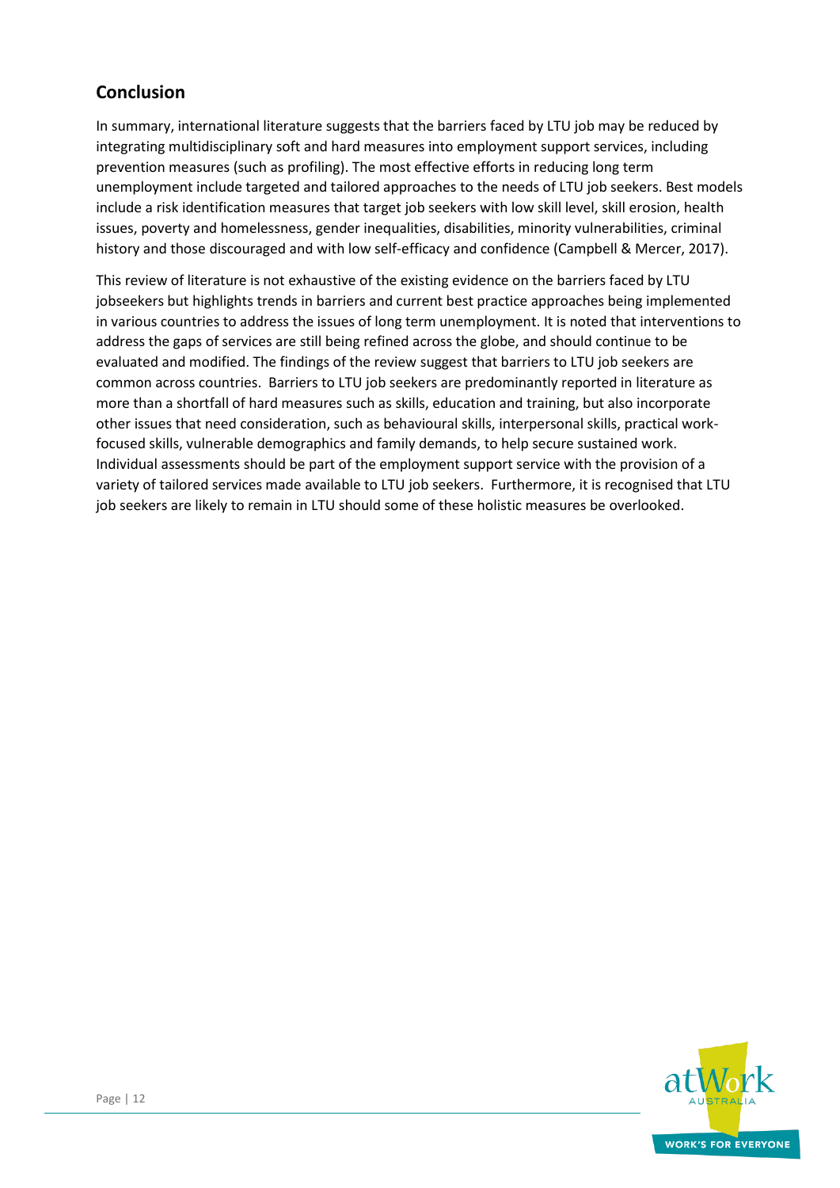## Conclusion

In summary, international literature suggests that the barriers faced by LTU job may be reduced by integrating multidisciplinary soft and hard measures into employment support services, including prevention measures (such as profiling). The most effective efforts in reducing long term unemployment include targeted and tailored approaches to the needs of LTU job seekers. Best models include a risk identification measures that target job seekers with low skill level, skill erosion, health issues, poverty and homelessness, gender inequalities, disabilities, minority vulnerabilities, criminal history and those discouraged and with low self-efficacy and confidence (Campbell & Mercer, 2017).

This review of literature is not exhaustive of the existing evidence on the barriers faced by LTU jobseekers but highlights trends in barriers and current best practice approaches being implemented in various countries to address the issues of long term unemployment. It is noted that interventions to address the gaps of services are still being refined across the globe, and should continue to be evaluated and modified. The findings of the review suggest that barriers to LTU job seekers are common across countries. Barriers to LTU job seekers are predominantly reported in literature as more than a shortfall of hard measures such as skills, education and training, but also incorporate other issues that need consideration, such as behavioural skills, interpersonal skills, practical work-focused skills, vulnerable demographics and family demands, to help secure sustained work. Individual assessments should be part of the employment support service with the provision of a variety of tailored services made available to LTU job seekers. Furthermore, it is recognised that LTU job seekers are likely to remain in LTU should some of these holistic measures be overlooked.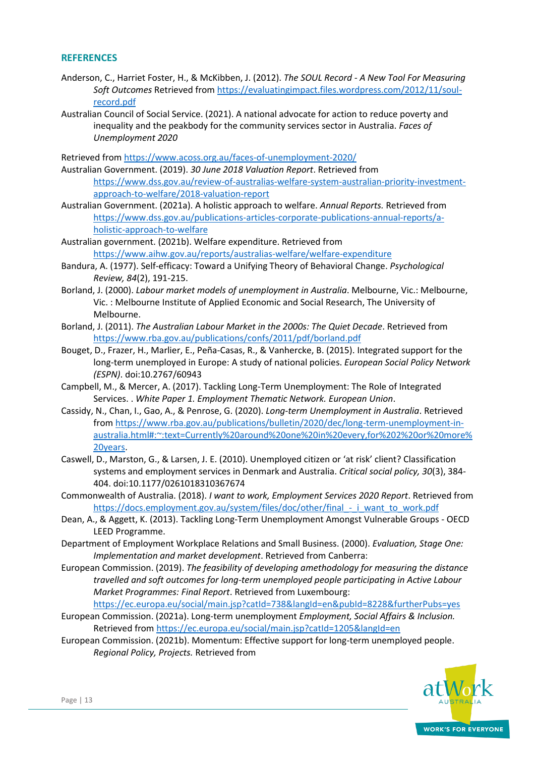## REFERENCES

Anderson, C., Harriet Foster, H., & McKibben, J. (2012). *The SOUL Record - A New Tool For Measuring Soft Outcomes* Retrieved from https://evaluatingimpact.files.wordpress.com/2012/11/soul-record.pdf

Australian Council of Social Service. (2021). A national advocate for action to reduce poverty and inequality and the peakbody for the community services sector in Australia. *Faces of Unemployment 2020*

Retrieved from https://www.acoss.org.au/faces-of-unemployment-2020/

Australian Government. (2019). *30 June 2018 Valuation Report*. Retrieved from https://www.dss.gov.au/review-of-australias-welfare-system-australian-priority-investment-approach-to-welfare/2018-valuation-report

Australian Government. (2021a). A holistic approach to welfare. *Annual Reports.* Retrieved from https://www.dss.gov.au/publications-articles-corporate-publications-annual-reports/a-holistic-approach-to-welfare

Australian government. (2021b). Welfare expenditure. Retrieved from https://www.aihw.gov.au/reports/australias-welfare/welfare-expenditure

Bandura, A. (1977). Self-efficacy: Toward a Unifying Theory of Behavioral Change. *Psychological Review, 84*(2), 191-215.

Borland, J. (2000). *Labour market models of unemployment in Australia*. Melbourne, Vic.: Melbourne, Vic. : Melbourne Institute of Applied Economic and Social Research, The University of Melbourne.

Borland, J. (2011). *The Australian Labour Market in the 2000s: The Quiet Decade*. Retrieved from https://www.rba.gov.au/publications/confs/2011/pdf/borland.pdf

Bouget, D., Frazer, H., Marlier, E., Peña-Casas, R., & Vanhercke, B. (2015). Integrated support for the long-term unemployed in Europe: A study of national policies. *European Social Policy Network (ESPN)*. doi:10.2767/60943

Campbell, M., & Mercer, A. (2017). Tackling Long-Term Unemployment: The Role of Integrated Services. . *White Paper 1. Employment Thematic Network. European Union*.

Cassidy, N., Chan, I., Gao, A., & Penrose, G. (2020). *Long-term Unemployment in Australia*. Retrieved from https://www.rba.gov.au/publications/bulletin/2020/dec/long-term-unemployment-in-australia.html#:~:text=Currently%20around%20one%20in%20every,for%202%20or%20more%20years.

Caswell, D., Marston, G., & Larsen, J. E. (2010). Unemployed citizen or 'at risk' client? Classification systems and employment services in Denmark and Australia. *Critical social policy, 30*(3), 384-404. doi:10.1177/0261018310367674

Commonwealth of Australia. (2018). *I want to work, Employment Services 2020 Report*. Retrieved from https://docs.employment.gov.au/system/files/doc/other/final_-_i_want_to_work.pdf

Dean, A., & Aggett, K. (2013). Tackling Long-Term Unemployment Amongst Vulnerable Groups - OECD LEED Programme.

Department of Employment Workplace Relations and Small Business. (2000). *Evaluation, Stage One: Implementation and market development*. Retrieved from Canberra:

European Commission. (2019). *The feasibility of developing amethodology for measuring the distance travelled and soft outcomes for long-term unemployed people participating in Active Labour Market Programmes: Final Report*. Retrieved from Luxembourg: https://ec.europa.eu/social/main.jsp?catId=738&langId=en&pubId=8228&furtherPubs=yes

European Commission. (2021a). Long-term unemployment *Employment, Social Affairs & Inclusion.* Retrieved from https://ec.europa.eu/social/main.jsp?catId=1205&langId=en

European Commission. (2021b). Momentum: Effective support for long-term unemployed people. *Regional Policy, Projects.* Retrieved from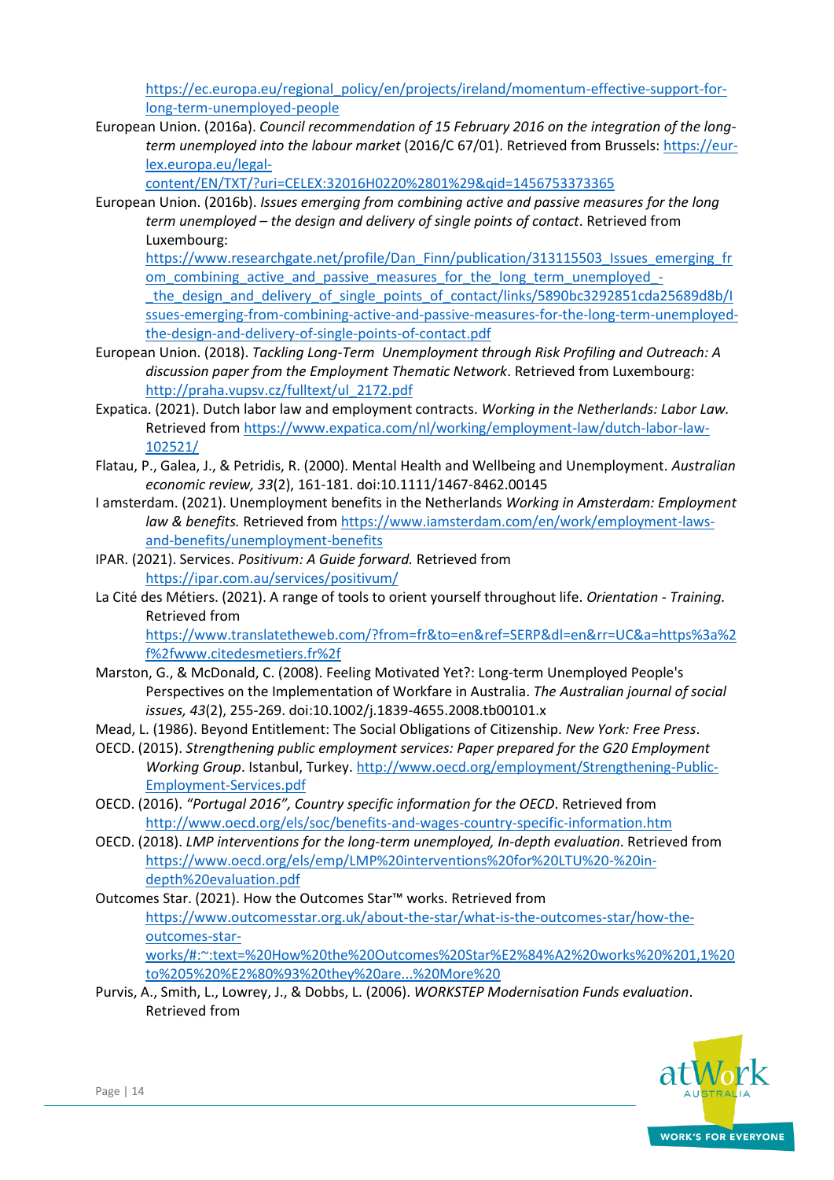https://ec.europa.eu/regional_policy/en/projects/ireland/momentum-effective-support-for-long-term-unemployed-people

European Union. (2016a). *Council recommendation of 15 February 2016 on the integration of the long-term unemployed into the labour market* (2016/C 67/01). Retrieved from Brussels: https://eur-lex.europa.eu/legal-content/EN/TXT/?uri=CELEX:32016H0220%2801%29&qid=1456753373365

European Union. (2016b). *Issues emerging from combining active and passive measures for the long term unemployed – the design and delivery of single points of contact*. Retrieved from Luxembourg: https://www.researchgate.net/profile/Dan_Finn/publication/313115503_Issues_emerging_from_combining_active_and_passive_measures_for_the_long_term_unemployed_-_the_design_and_delivery_of_single_points_of_contact/links/5890bc3292851cda25689d8b/Issues-emerging-from-combining-active-and-passive-measures-for-the-long-term-unemployed-the-design-and-delivery-of-single-points-of-contact.pdf

European Union. (2018). *Tackling Long-Term Unemployment through Risk Profiling and Outreach: A discussion paper from the Employment Thematic Network*. Retrieved from Luxembourg: http://praha.vupsv.cz/fulltext/ul_2172.pdf

Expatica. (2021). Dutch labor law and employment contracts. *Working in the Netherlands: Labor Law.* Retrieved from https://www.expatica.com/nl/working/employment-law/dutch-labor-law-102521/

Flatau, P., Galea, J., & Petridis, R. (2000). Mental Health and Wellbeing and Unemployment. *Australian economic review, 33*(2), 161-181. doi:10.1111/1467-8462.00145

I amsterdam. (2021). Unemployment benefits in the Netherlands *Working in Amsterdam: Employment law & benefits.* Retrieved from https://www.iamsterdam.com/en/work/employment-laws-and-benefits/unemployment-benefits

IPAR. (2021). Services. *Positivum: A Guide forward.* Retrieved from https://ipar.com.au/services/positivum/

La Cité des Métiers. (2021). A range of tools to orient yourself throughout life. *Orientation - Training.* Retrieved from https://www.translatetheweb.com/?from=fr&to=en&ref=SERP&dl=en&rr=UC&a=https%3a%2f%2fwww.citedesmetiers.fr%2f

Marston, G., & McDonald, C. (2008). Feeling Motivated Yet?: Long-term Unemployed People's Perspectives on the Implementation of Workfare in Australia. *The Australian journal of social issues, 43*(2), 255-269. doi:10.1002/j.1839-4655.2008.tb00101.x

Mead, L. (1986). Beyond Entitlement: The Social Obligations of Citizenship. *New York: Free Press*.

OECD. (2015). *Strengthening public employment services: Paper prepared for the G20 Employment Working Group*. Istanbul, Turkey. http://www.oecd.org/employment/Strengthening-Public-Employment-Services.pdf

OECD. (2016). *"Portugal 2016", Country specific information for the OECD*. Retrieved from http://www.oecd.org/els/soc/benefits-and-wages-country-specific-information.htm

OECD. (2018). *LMP interventions for the long-term unemployed, In-depth evaluation*. Retrieved from https://www.oecd.org/els/emp/LMP%20interventions%20for%20LTU%20-%20in-depth%20evaluation.pdf

Outcomes Star. (2021). How the Outcomes Star™ works. Retrieved from https://www.outcomesstar.org.uk/about-the-star/what-is-the-outcomes-star/how-the-outcomes-star-works/#:~:text=%20How%20the%20Outcomes%20Star%E2%84%A2%20works%20%201,1%20to%205%20%E2%80%93%20they%20are...%20More%20

Purvis, A., Smith, L., Lowrey, J., & Dobbs, L. (2006). *WORKSTEP Modernisation Funds evaluation*. Retrieved from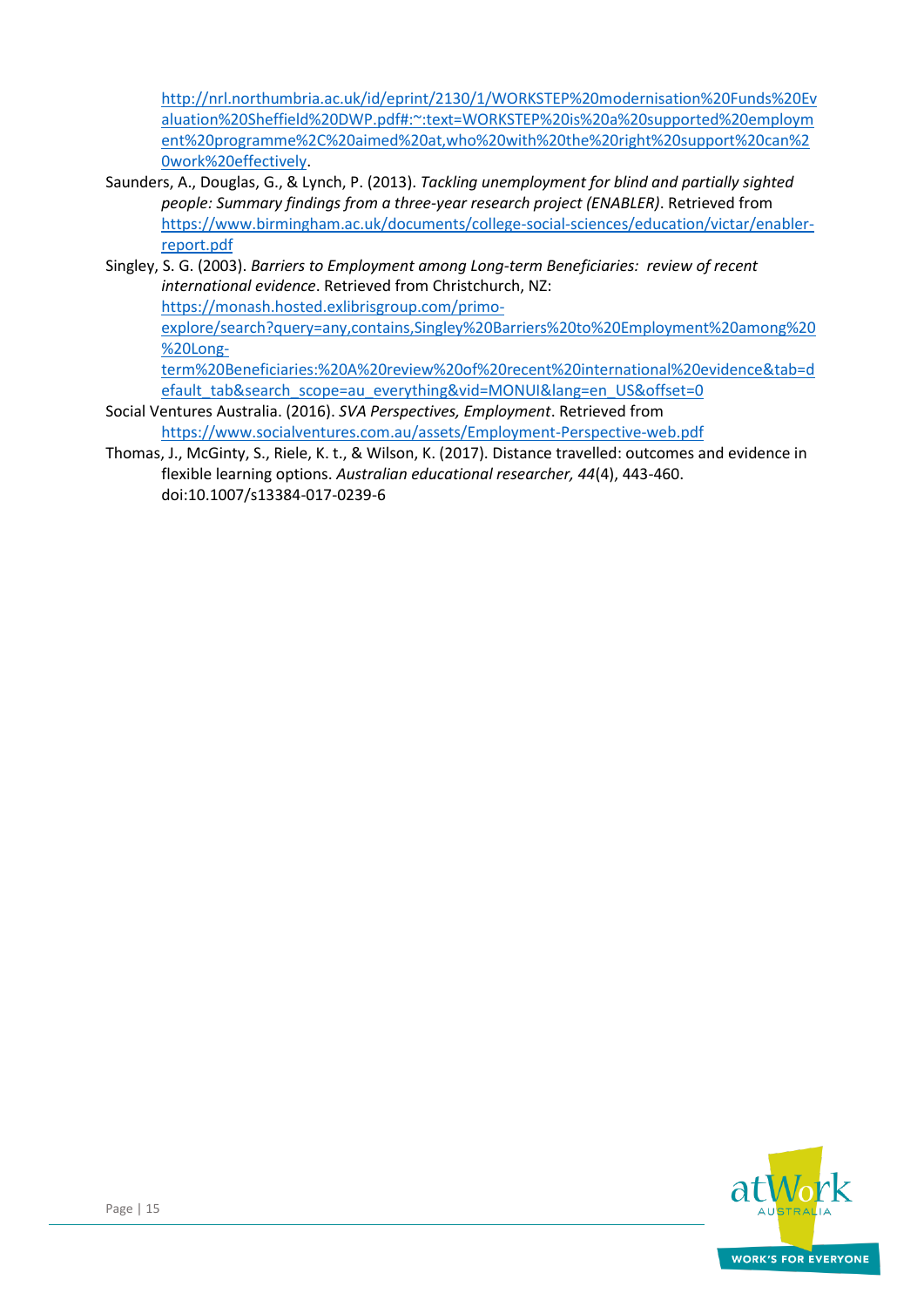http://nrl.northumbria.ac.uk/id/eprint/2130/1/WORKSTEP%20modernisation%20Funds%20Evaluation%20Sheffield%20DWP.pdf#:~:text=WORKSTEP%20is%20a%20supported%20employment%20programme%2C%20aimed%20at,who%20with%20the%20right%20support%20can%20work%20effectively.

Saunders, A., Douglas, G., & Lynch, P. (2013). *Tackling unemployment for blind and partially sighted people: Summary findings from a three-year research project (ENABLER)*. Retrieved from https://www.birmingham.ac.uk/documents/college-social-sciences/education/victar/enabler-report.pdf

Singley, S. G. (2003). *Barriers to Employment among Long-term Beneficiaries: review of recent international evidence*. Retrieved from Christchurch, NZ: https://monash.hosted.exlibrisgroup.com/primo-explore/search?query=any,contains,Singley%20Barriers%20to%20Employment%20among%20%20Long-term%20Beneficiaries:%20A%20review%20of%20recent%20international%20evidence&tab=default_tab&search_scope=au_everything&vid=MONUI&lang=en_US&offset=0

Social Ventures Australia. (2016). *SVA Perspectives, Employment*. Retrieved from https://www.socialventures.com.au/assets/Employment-Perspective-web.pdf

Thomas, J., McGinty, S., Riele, K. t., & Wilson, K. (2017). Distance travelled: outcomes and evidence in flexible learning options. *Australian educational researcher, 44*(4), 443-460. doi:10.1007/s13384-017-0239-6